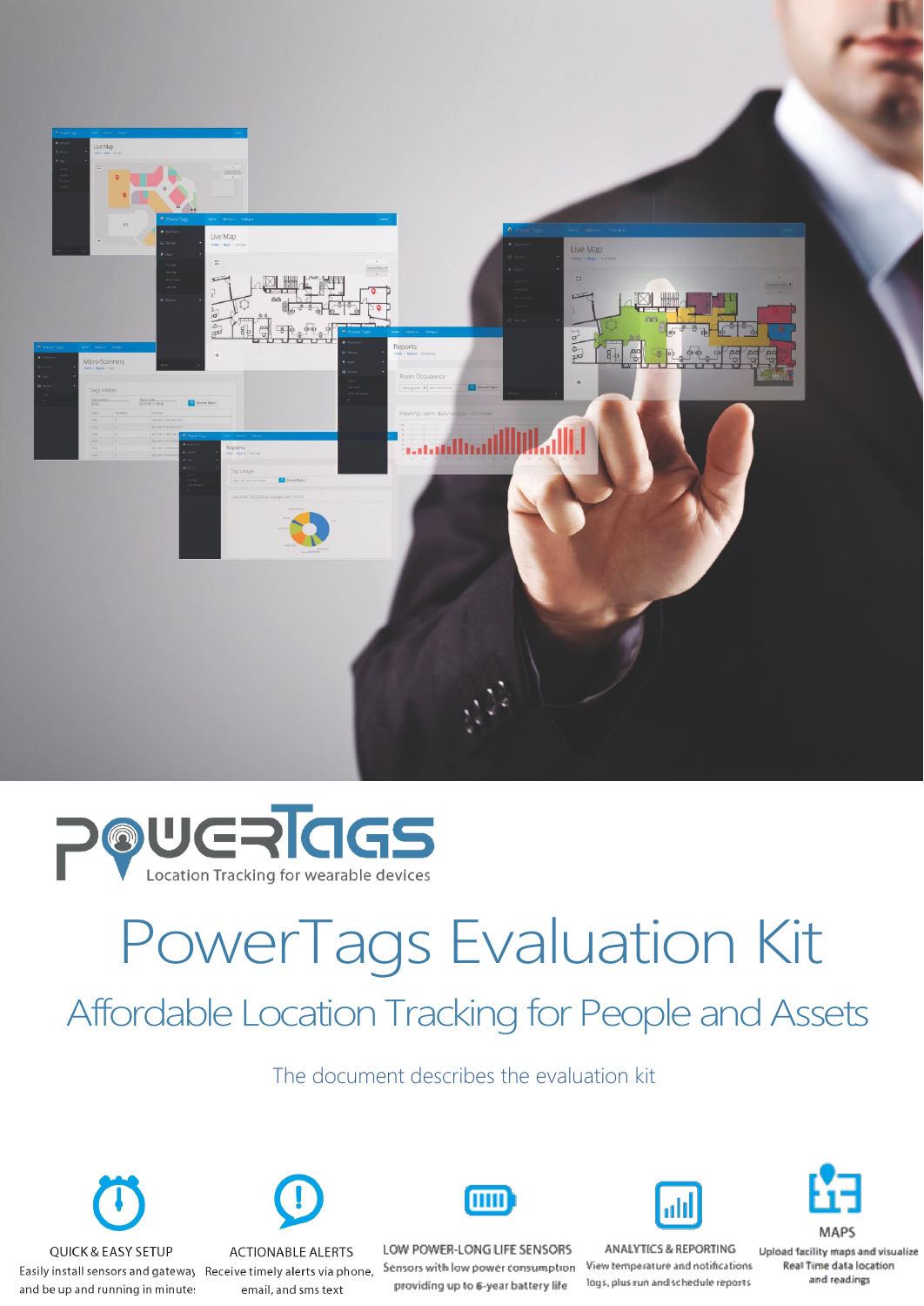PowerTags

Location Tracking for wearable devices

# PowerTags Evaluation Kit

## Affordable Location Tracking for People and Assets

The document describes the evaluation kit

**QUICK & EASY SETUP**
Easily install sensors and gateway and be up and running in minutes

**ACTIONABLE ALERTS**
Receive timely alerts via phone, email, and sms text

**LOW POWER-LONG LIFE SENSORS**
Sensors with low power consumption providing up to 6-year battery life

**ANALYTICS & REPORTING**
View temperature and notifications logs, plus run and schedule reports

**MAPS**
Upload facility maps and visualize Real Time data location and readings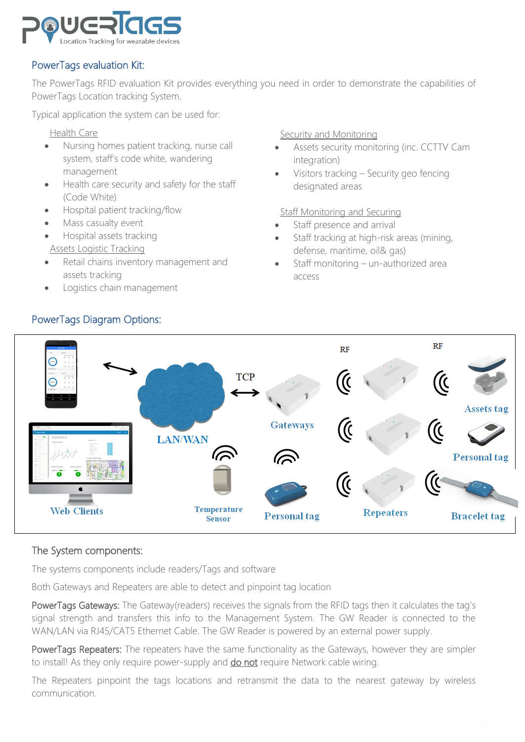## PowerTags evaluation Kit:

The PowerTags RFID evaluation Kit provides everything you need in order to demonstrate the capabilities of PowerTags Location tracking System.

Typical application the system can be used for:

Health Care

- Nursing homes patient tracking, nurse call system, staff's code white, wandering management
- Health care security and safety for the staff (Code White)
- Hospital patient tracking/flow
- Mass casualty event
- Hospital assets tracking

Assets Logistic Tracking

- Retail chains inventory management and assets tracking
- Logistics chain management

Security and Monitoring

- Assets security monitoring (inc. CCTV Cam integration)
- Visitors tracking – Security geo fencing designated areas

Staff Monitoring and Securing

- Staff presence and arrival
- Staff tracking at high-risk areas (mining, defense, maritime, oil& gas)
- Staff monitoring – un-authorized area access

## PowerTags Diagram Options:

LAN/WAN | TCP | RF | RF | Gateways | Assets tag | Personal tag | Web Clients | Temperature Sensor | Personal tag | Repeaters | Bracelet tag

## The System components:

The systems components include readers/Tags and software

Both Gateways and Repeaters are able to detect and pinpoint tag location

PowerTags Gateways: The Gateway(readers) receives the signals from the RFID tags then it calculates the tag's signal strength and transfers this info to the Management System. The GW Reader is connected to the WAN/LAN via RJ45/CAT5 Ethernet Cable. The GW Reader is powered by an external power supply.

PowerTags Repeaters: The repeaters have the same functionality as the Gateways, however they are simpler to install! As they only require power-supply and do not require Network cable wiring.

The Repeaters pinpoint the tags locations and retransmit the data to the nearest gateway by wireless communication.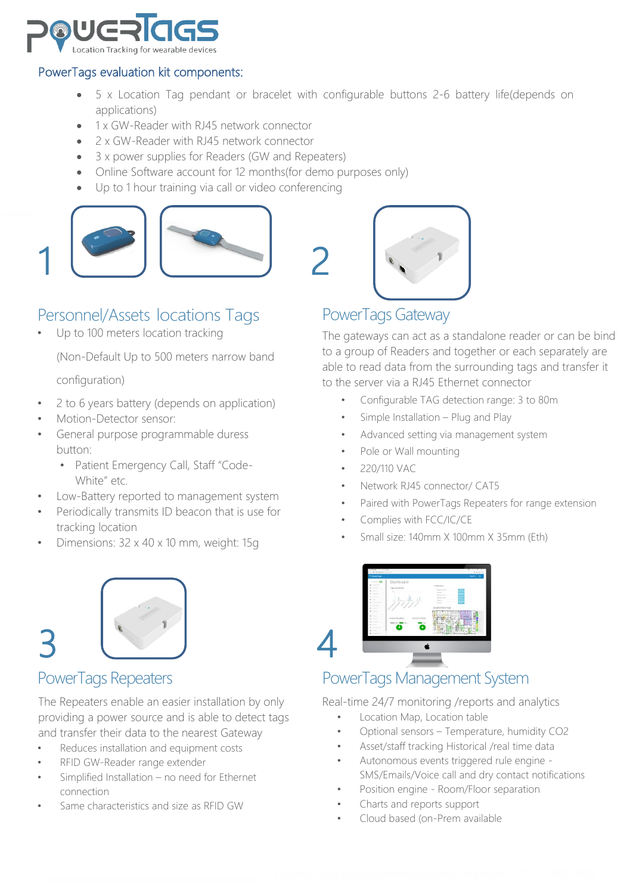# PowerTags

Location Tracking for wearable devices

## PowerTags evaluation kit components:

- 5 x Location Tag pendant or bracelet with configurable buttons 2-6 battery life(depends on applications)
- 1 x GW-Reader with RJ45 network connector
- 2 x GW-Reader with RJ45 network connector
- 3 x power supplies for Readers (GW and Repeaters)
- Online Software account for 12 months(for demo purposes only)
- Up to 1 hour training via call or video conferencing

1

## Personnel/Assets locations Tags

- Up to 100 meters location tracking

  (Non-Default Up to 500 meters narrow band

  configuration)

- 2 to 6 years battery (depends on application)
- Motion-Detector sensor:
- General purpose programmable duress button:
  - Patient Emergency Call, Staff "Code-White" etc.
- Low-Battery reported to management system
- Periodically transmits ID beacon that is use for tracking location
- Dimensions: 32 x 40 x 10 mm, weight: 15g

2

## PowerTags Gateway

The gateways can act as a standalone reader or can be bind to a group of Readers and together or each separately are able to read data from the surrounding tags and transfer it to the server via a RJ45 Ethernet connector

- Configurable TAG detection range: 3 to 80m
- Simple Installation – Plug and Play
- Advanced setting via management system
- Pole or Wall mounting
- 220/110 VAC
- Network RJ45 connector/ CAT5
- Paired with PowerTags Repeaters for range extension
- Complies with FCC/IC/CE
- Small size: 140mm X 100mm X 35mm (Eth)

3

## PowerTags Repeaters

The Repeaters enable an easier installation by only providing a power source and is able to detect tags and transfer their data to the nearest Gateway

- Reduces installation and equipment costs
- RFID GW-Reader range extender
- Simplified Installation – no need for Ethernet connection
- Same characteristics and size as RFID GW

4

## PowerTags Management System

Real-time 24/7 monitoring /reports and analytics

- Location Map, Location table
- Optional sensors – Temperature, humidity CO2
- Asset/staff tracking Historical /real time data
- Autonomous events triggered rule engine - SMS/Emails/Voice call and dry contact notifications
- Position engine - Room/Floor separation
- Charts and reports support
- Cloud based (on-Prem available